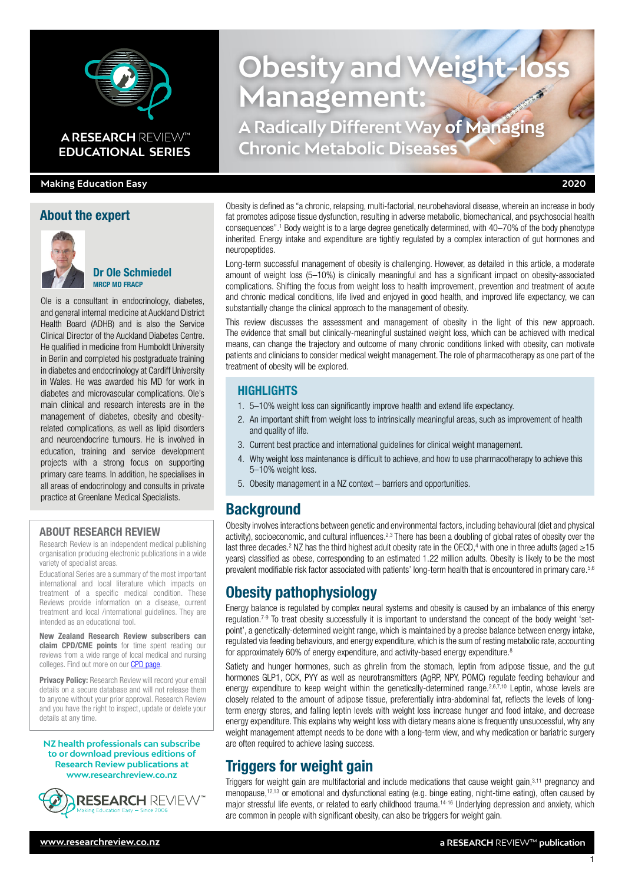A RESEARCH REVIEW™ EDUCATIONAL SERIES

# Obesity and Weight-loss Management:

## A Radically Different Way of Managing Chronic Metabolic Diseases

Making Education Easy — 2020

### About the expert

**Dr Ole Schmiedel**
MRCP MD FRACP

Ole is a consultant in endocrinology, diabetes, and general internal medicine at Auckland District Health Board (ADHB) and is also the Service Clinical Director of the Auckland Diabetes Centre. He qualified in medicine from Humboldt University in Berlin and completed his postgraduate training in diabetes and endocrinology at Cardiff University in Wales. He was awarded his MD for work in diabetes and microvascular complications. Ole's main clinical and research interests are in the management of diabetes, obesity and obesity-related complications, as well as lipid disorders and neuroendocrine tumours. He is involved in education, training and service development projects with a strong focus on supporting primary care teams. In addition, he specialises in all areas of endocrinology and consults in private practice at Greenlane Medical Specialists.

### ABOUT RESEARCH REVIEW

Research Review is an independent medical publishing organisation producing electronic publications in a wide variety of specialist areas.

Educational Series are a summary of the most important international and local literature which impacts on treatment of a specific medical condition. These Reviews provide information on a disease, current treatment and local /international guidelines. They are intended as an educational tool.

**New Zealand Research Review subscribers can claim CPD/CME points** for time spent reading our reviews from a wide range of local medical and nursing colleges. Find out more on our CPD page.

**Privacy Policy:** Research Review will record your email details on a secure database and will not release them to anyone without your prior approval. Research Review and you have the right to inspect, update or delete your details at any time.

**NZ health professionals can subscribe to or download previous editions of Research Review publications at www.researchreview.co.nz**

Obesity is defined as "a chronic, relapsing, multi-factorial, neurobehavioral disease, wherein an increase in body fat promotes adipose tissue dysfunction, resulting in adverse metabolic, biomechanical, and psychosocial health consequences".[1] Body weight is to a large degree genetically determined, with 40–70% of the body phenotype inherited. Energy intake and expenditure are tightly regulated by a complex interaction of gut hormones and neuropeptides.

Long-term successful management of obesity is challenging. However, as detailed in this article, a moderate amount of weight loss (5–10%) is clinically meaningful and has a significant impact on obesity-associated complications. Shifting the focus from weight loss to health improvement, prevention and treatment of acute and chronic medical conditions, life lived and enjoyed in good health, and improved life expectancy, we can substantially change the clinical approach to the management of obesity.

This review discusses the assessment and management of obesity in the light of this new approach. The evidence that small but clinically-meaningful sustained weight loss, which can be achieved with medical means, can change the trajectory and outcome of many chronic conditions linked with obesity, can motivate patients and clinicians to consider medical weight management. The role of pharmacotherapy as one part of the treatment of obesity will be explored.

### HIGHLIGHTS

1. 5–10% weight loss can significantly improve health and extend life expectancy.
2. An important shift from weight loss to intrinsically meaningful areas, such as improvement of health and quality of life.
3. Current best practice and international guidelines for clinical weight management.
4. Why weight loss maintenance is difficult to achieve, and how to use pharmacotherapy to achieve this 5–10% weight loss.
5. Obesity management in a NZ context – barriers and opportunities.

## Background

Obesity involves interactions between genetic and environmental factors, including behavioural (diet and physical activity), socioeconomic, and cultural influences.[2,3] There has been a doubling of global rates of obesity over the last three decades.[2] NZ has the third highest adult obesity rate in the OECD,[4] with one in three adults (aged ≥15 years) classified as obese, corresponding to an estimated 1.22 million adults. Obesity is likely to be the most prevalent modifiable risk factor associated with patients' long-term health that is encountered in primary care.[5,6]

## Obesity pathophysiology

Energy balance is regulated by complex neural systems and obesity is caused by an imbalance of this energy regulation.[7-9] To treat obesity successfully it is important to understand the concept of the body weight 'set-point', a genetically-determined weight range, which is maintained by a precise balance between energy intake, regulated via feeding behaviours, and energy expenditure, which is the sum of resting metabolic rate, accounting for approximately 60% of energy expenditure, and activity-based energy expenditure.[8]

Satiety and hunger hormones, such as ghrelin from the stomach, leptin from adipose tissue, and the gut hormones GLP1, CCK, PYY as well as neurotransmitters (AgRP, NPY, POMC) regulate feeding behaviour and energy expenditure to keep weight within the genetically-determined range.[2,6,7,10] Leptin, whose levels are closely related to the amount of adipose tissue, preferentially intra-abdominal fat, reflects the levels of long-term energy stores, and falling leptin levels with weight loss increase hunger and food intake, and decrease energy expenditure. This explains why weight loss with dietary means alone is frequently unsuccessful, why any weight management attempt needs to be done with a long-term view, and why medication or bariatric surgery are often required to achieve lasing success.

## Triggers for weight gain

Triggers for weight gain are multifactorial and include medications that cause weight gain,[3,11] pregnancy and menopause,[12,13] or emotional and dysfunctional eating (e.g. binge eating, night-time eating), often caused by major stressful life events, or related to early childhood trauma.[14-16] Underlying depression and anxiety, which are common in people with significant obesity, can also be triggers for weight gain.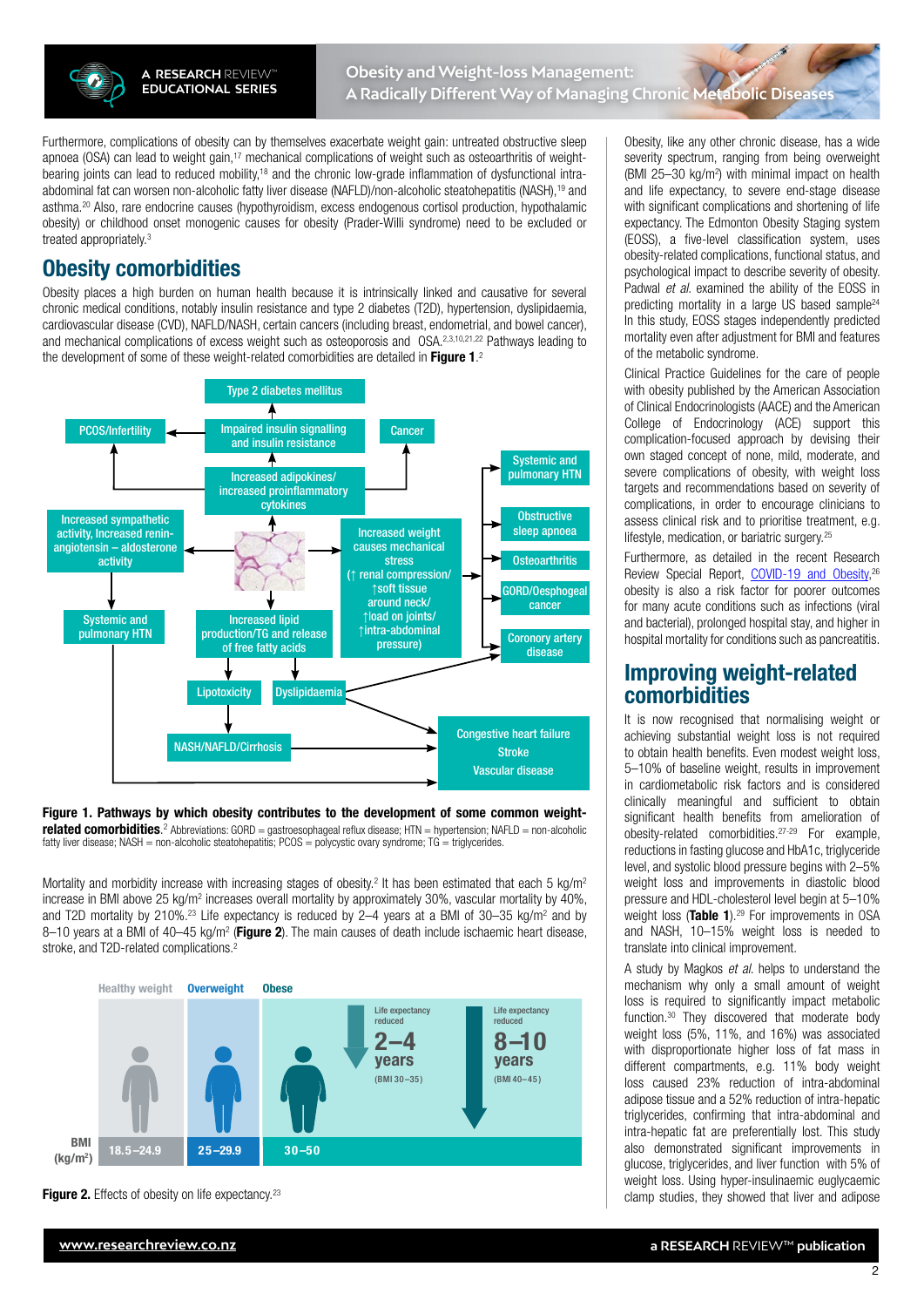Furthermore, complications of obesity can by themselves exacerbate weight gain: untreated obstructive sleep apnoea (OSA) can lead to weight gain,[17] mechanical complications of weight such as osteoarthritis of weight-bearing joints can lead to reduced mobility,[18] and the chronic low-grade inflammation of dysfunctional intra-abdominal fat can worsen non-alcoholic fatty liver disease (NAFLD)/non-alcoholic steatohepatitis (NASH),[19] and asthma.[20] Also, rare endocrine causes (hypothyroidism, excess endogenous cortisol production, hypothalamic obesity) or childhood onset monogenic causes for obesity (Prader-Willi syndrome) need to be excluded or treated appropriately.[3]

## Obesity comorbidities

Obesity places a high burden on human health because it is intrinsically linked and causative for several chronic medical conditions, notably insulin resistance and type 2 diabetes (T2D), hypertension, dyslipidaemia, cardiovascular disease (CVD), NAFLD/NASH, certain cancers (including breast, endometrial, and bowel cancer), and mechanical complications of excess weight such as osteoporosis and OSA.[2,3,10,21,22] Pathways leading to the development of some of these weight-related comorbidities are detailed in **Figure 1**.[2]

**Figure 1. Pathways by which obesity contributes to the development of some common weight-related comorbidities.**[2] Abbreviations: GORD = gastroesophageal reflux disease; HTN = hypertension; NAFLD = non-alcoholic fatty liver disease; NASH = non-alcoholic steatohepatitis; PCOS = polycystic ovary syndrome; TG = triglycerides.

Mortality and morbidity increase with increasing stages of obesity.[2] It has been estimated that each 5 kg/m$^2$ increase in BMI above 25 kg/m$^2$ increases overall mortality by approximately 30%, vascular mortality by 40%, and T2D mortality by 210%.[23] Life expectancy is reduced by 2–4 years at a BMI of 30–35 kg/m$^2$ and by 8–10 years at a BMI of 40–45 kg/m$^2$ (**Figure 2**). The main causes of death include ischaemic heart disease, stroke, and T2D-related complications.[2]

**Figure 2.** Effects of obesity on life expectancy.[23]

Obesity, like any other chronic disease, has a wide severity spectrum, ranging from being overweight (BMI 25–30 kg/m$^2$) with minimal impact on health and life expectancy, to severe end-stage disease with significant complications and shortening of life expectancy. The Edmonton Obesity Staging system (EOSS), a five-level classification system, uses obesity-related complications, functional status, and psychological impact to describe severity of obesity. Padwal *et al.* examined the ability of the EOSS in predicting mortality in a large US based sample[24] In this study, EOSS stages independently predicted mortality even after adjustment for BMI and features of the metabolic syndrome.

Clinical Practice Guidelines for the care of people with obesity published by the American Association of Clinical Endocrinologists (AACE) and the American College of Endocrinology (ACE) support this complication-focused approach by devising their own staged concept of none, mild, moderate, and severe complications of obesity, with weight loss targets and recommendations based on severity of complications, in order to encourage clinicians to assess clinical risk and to prioritise treatment, e.g. lifestyle, medication, or bariatric surgery.[25]

Furthermore, as detailed in the recent Research Review Special Report, COVID-19 and Obesity,[26] obesity is also a risk factor for poorer outcomes for many acute conditions such as infections (viral and bacterial), prolonged hospital stay, and higher in hospital mortality for conditions such as pancreatitis.

## Improving weight-related comorbidities

It is now recognised that normalising weight or achieving substantial weight loss is not required to obtain health benefits. Even modest weight loss, 5–10% of baseline weight, results in improvement in cardiometabolic risk factors and is considered clinically meaningful and sufficient to obtain significant health benefits from amelioration of obesity-related comorbidities.[27-29] For example, reductions in fasting glucose and HbA1c, triglyceride level, and systolic blood pressure begins with 2–5% weight loss and improvements in diastolic blood pressure and HDL-cholesterol level begin at 5–10% weight loss (**Table 1**).[29] For improvements in OSA and NASH, 10–15% weight loss is needed to translate into clinical improvement.

A study by Magkos *et al.* helps to understand the mechanism why only a small amount of weight loss is required to significantly impact metabolic function.[30] They discovered that moderate body weight loss (5%, 11%, and 16%) was associated with disproportionate higher loss of fat mass in different compartments, e.g. 11% body weight loss caused 23% reduction of intra-abdominal adipose tissue and a 52% reduction of intra-hepatic triglycerides, confirming that intra-abdominal and intra-hepatic fat are preferentially lost. This study also demonstrated significant improvements in glucose, triglycerides, and liver function with 5% of weight loss. Using hyper-insulinaemic euglycaemic clamp studies, they showed that liver and adipose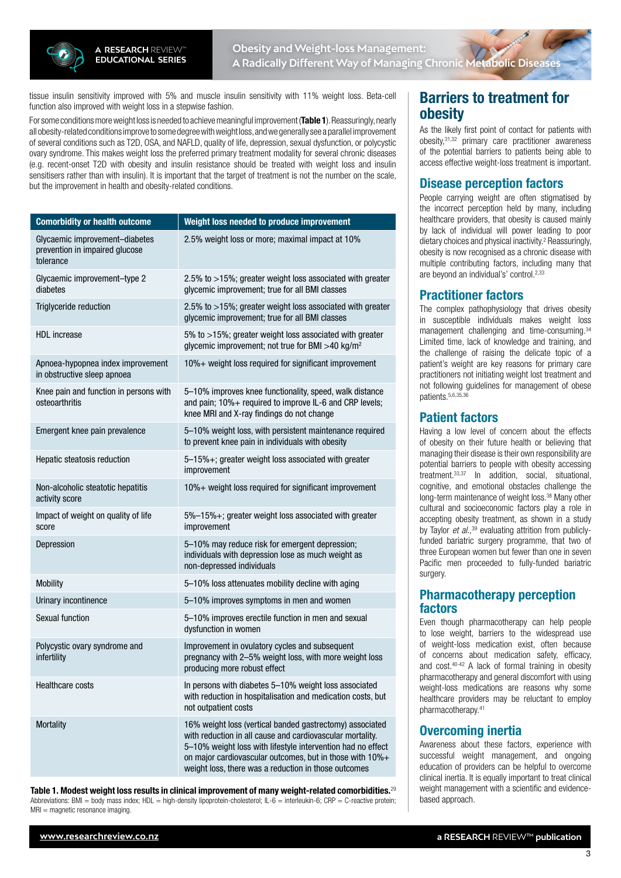tissue insulin sensitivity improved with 5% and muscle insulin sensitivity with 11% weight loss. Beta-cell function also improved with weight loss in a stepwise fashion.

For some conditions more weight loss is needed to achieve meaningful improvement (**Table 1**). Reassuringly, nearly all obesity-related conditions improve to some degree with weight loss, and we generally see a parallel improvement of several conditions such as T2D, OSA, and NAFLD, quality of life, depression, sexual dysfunction, or polycystic ovary syndrome. This makes weight loss the preferred primary treatment modality for several chronic diseases (e.g. recent-onset T2D with obesity and insulin resistance should be treated with weight loss and insulin sensitisers rather than with insulin). It is important that the target of treatment is not the number on the scale, but the improvement in health and obesity-related conditions.

| Comorbidity or health outcome | Weight loss needed to produce improvement |
|---|---|
| Glycaemic improvement–diabetes prevention in impaired glucose tolerance | 2.5% weight loss or more; maximal impact at 10% |
| Glycaemic improvement–type 2 diabetes | 2.5% to >15%; greater weight loss associated with greater glycemic improvement; true for all BMI classes |
| Triglyceride reduction | 2.5% to >15%; greater weight loss associated with greater glycemic improvement; true for all BMI classes |
| HDL increase | 5% to >15%; greater weight loss associated with greater glycemic improvement; not true for BMI >40 kg/m$^2$ |
| Apnoea-hypopnea index improvement in obstructive sleep apnoea | 10%+ weight loss required for significant improvement |
| Knee pain and function in persons with osteoarthritis | 5–10% improves knee functionality, speed, walk distance and pain; 10%+ required to improve IL-6 and CRP levels; knee MRI and X-ray findings do not change |
| Emergent knee pain prevalence | 5–10% weight loss, with persistent maintenance required to prevent knee pain in individuals with obesity |
| Hepatic steatosis reduction | 5–15%+; greater weight loss associated with greater improvement |
| Non-alcoholic steatotic hepatitis activity score | 10%+ weight loss required for significant improvement |
| Impact of weight on quality of life score | 5%–15%+; greater weight loss associated with greater improvement |
| Depression | 5–10% may reduce risk for emergent depression; individuals with depression lose as much weight as non-depressed individuals |
| Mobility | 5–10% loss attenuates mobility decline with aging |
| Urinary incontinence | 5–10% improves symptoms in men and women |
| Sexual function | 5–10% improves erectile function in men and sexual dysfunction in women |
| Polycystic ovary syndrome and infertility | Improvement in ovulatory cycles and subsequent pregnancy with 2–5% weight loss, with more weight loss producing more robust effect |
| Healthcare costs | In persons with diabetes 5–10% weight loss associated with reduction in hospitalisation and medication costs, but not outpatient costs |
| Mortality | 16% weight loss (vertical banded gastrectomy) associated with reduction in all cause and cardiovascular mortality. 5–10% weight loss with lifestyle intervention had no effect on major cardiovascular outcomes, but in those with 10%+ weight loss, there was a reduction in those outcomes |

**Table 1. Modest weight loss results in clinical improvement of many weight-related comorbidities.**[29]
Abbreviations: BMI = body mass index; HDL = high-density lipoprotein-cholesterol; IL-6 = interleukin-6; CRP = C-reactive protein; MRI = magnetic resonance imaging.

## Barriers to treatment for obesity

As the likely first point of contact for patients with obesity,[31,32] primary care practitioner awareness of the potential barriers to patients being able to access effective weight-loss treatment is important.

### Disease perception factors

People carrying weight are often stigmatised by the incorrect perception held by many, including healthcare providers, that obesity is caused mainly by lack of individual will power leading to poor dietary choices and physical inactivity.[2] Reassuringly, obesity is now recognised as a chronic disease with multiple contributing factors, including many that are beyond an individual's' control.[2,33]

### Practitioner factors

The complex pathophysiology that drives obesity in susceptible individuals makes weight loss management challenging and time-consuming.[34] Limited time, lack of knowledge and training, and the challenge of raising the delicate topic of a patient's weight are key reasons for primary care practitioners not initiating weight lost treatment and not following guidelines for management of obese patients.[5,6,35,36]

### Patient factors

Having a low level of concern about the effects of obesity on their future health or believing that managing their disease is their own responsibility are potential barriers to people with obesity accessing treatment.[33,37] In addition, social, situational, cognitive, and emotional obstacles challenge the long-term maintenance of weight loss.[38] Many other cultural and socioeconomic factors play a role in accepting obesity treatment, as shown in a study by Taylor *et al.*,[39] evaluating attrition from publicly-funded bariatric surgery programme, that two of three European women but fewer than one in seven Pacific men proceeded to fully-funded bariatric surgery.

### Pharmacotherapy perception factors

Even though pharmacotherapy can help people to lose weight, barriers to the widespread use of weight-loss medication exist, often because of concerns about medication safety, efficacy, and cost.[40-42] A lack of formal training in obesity pharmacotherapy and general discomfort with using weight-loss medications are reasons why some healthcare providers may be reluctant to employ pharmacotherapy.[41]

### Overcoming inertia

Awareness about these factors, experience with successful weight management, and ongoing education of providers can be helpful to overcome clinical inertia. It is equally important to treat clinical weight management with a scientific and evidence-based approach.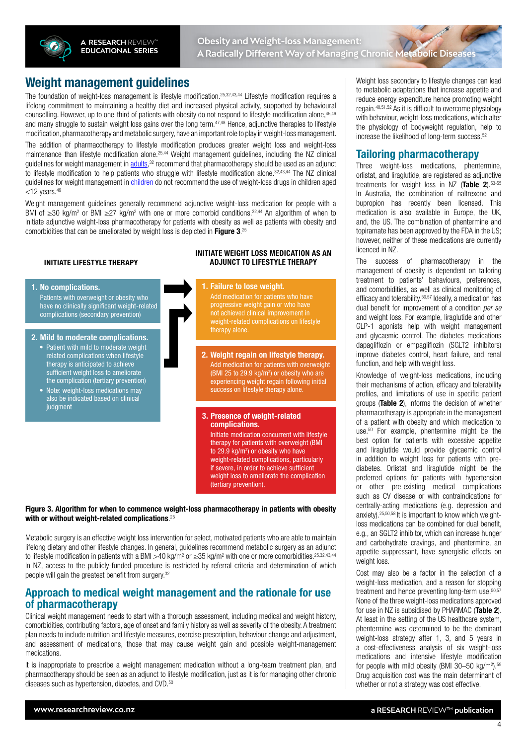## Weight management guidelines

The foundation of weight-loss management is lifestyle modification.[25,32,43,44] Lifestyle modification requires a lifelong commitment to maintaining a healthy diet and increased physical activity, supported by behavioural counselling. However, up to one-third of patients with obesity do not respond to lifestyle modification alone,[45,46] and many struggle to sustain weight loss gains over the long term.[47,48] Hence, adjunctive therapies to lifestyle modification, pharmacotherapy and metabolic surgery, have an important role to play in weight-loss management.

The addition of pharmacotherapy to lifestyle modification produces greater weight loss and weight-loss maintenance than lifestyle modification alone.[25,44] Weight management guidelines, including the NZ clinical guidelines for weight management in adults,[32] recommend that pharmacotherapy should be used as an adjunct to lifestyle modification to help patients who struggle with lifestyle modification alone.[32,43,44] The NZ clinical guidelines for weight management in children do not recommend the use of weight-loss drugs in children aged <12 years.[49]

Weight management guidelines generally recommend adjunctive weight-loss medication for people with a BMI of ≥30 kg/m² or BMI ≥27 kg/m² with one or more comorbid conditions.[32,44] An algorithm of when to initiate adjunctive weight-loss pharmacotherapy for patients with obesity as well as patients with obesity and comorbidities that can be ameliorated by weight loss is depicted in **Figure 3**.[25]

**INITIATE LIFESTYLE THERAPY**

**1. No complications.**
Patients with overweight or obesity who have no clinically significant weight-related complications (secondary prevention)

**2. Mild to moderate complications.**
- Patient with mild to moderate weight related complications when lifestyle therapy is anticipated to achieve sufficient weight loss to ameliorate the complication (tertiary prevention)
- Note: weight-loss medications may also be indicated based on clinical judgment

**INITIATE WEIGHT LOSS MEDICATION AS AN ADJUNCT TO LIFESTYLE THERAPY**

**1. Failure to lose weight.**
Add medication for patients who have progressive weight gain or who have not achieved clinical improvement in weight-related complications on lifestyle therapy alone.

**2. Weight regain on lifestyle therapy.**
Add medication for patients with overweight (BMI 25 to 29.9 kg/m²) or obesity who are experiencing weight regain following initial success on lifestyle therapy alone.

**3. Presence of weight-related complications.**
Initiate medication concurrent with lifestyle therapy for patients with overweight (BMI to 29.9 kg/m²) or obesity who have weight-related complications, particularly if severe, in order to achieve sufficient weight loss to ameliorate the complication (tertiary prevention).

**Figure 3. Algorithm for when to commence weight-loss pharmacotherapy in patients with obesity with or without weight-related complications**.[25]

Metabolic surgery is an effective weight loss intervention for select, motivated patients who are able to maintain lifelong dietary and other lifestyle changes. In general, guidelines recommend metabolic surgery as an adjunct to lifestyle modification in patients with a BMI >40 kg/m² or ≥35 kg/m² with one or more comorbidities.[25,32,43,44] In NZ, access to the publicly-funded procedure is restricted by referral criteria and determination of which people will gain the greatest benefit from surgery.[32]

## Approach to medical weight management and the rationale for use of pharmacotherapy

Clinical weight management needs to start with a thorough assessment, including medical and weight history, comorbidities, contributing factors, age of onset and family history as well as severity of the obesity. A treatment plan needs to include nutrition and lifestyle measures, exercise prescription, behaviour change and adjustment, and assessment of medications, those that may cause weight gain and possible weight-management medications.

It is inappropriate to prescribe a weight management medication without a long-team treatment plan, and pharmacotherapy should be seen as an adjunct to lifestyle modification, just as it is for managing other chronic diseases such as hypertension, diabetes, and CVD.[50]

Weight loss secondary to lifestyle changes can lead to metabolic adaptations that increase appetite and reduce energy expenditure hence promoting weight regain.[40,51,52] As it is difficult to overcome physiology with behaviour, weight-loss medications, which alter the physiology of bodyweight regulation, help to increase the likelihood of long-term success.[52]

## Tailoring pharmacotherapy

Three weight-loss medications, phentermine, orlistat, and liraglutide, are registered as adjunctive treatments for weight loss in NZ (**Table 2**).[53-55] In Australia, the combination of naltrexone and bupropion has recently been licensed. This medication is also available in Europe, the UK, and, the US. The combination of phentermine and topiramate has been approved by the FDA in the US; however, neither of these medications are currently licenced in NZ.

The success of pharmacotherapy in the management of obesity is dependent on tailoring treatment to patients' behaviours, preferences, and comorbidities, as well as clinical monitoring of efficacy and tolerability.[56,57] Ideally, a medication has dual benefit for improvement of a condition *per se* and weight loss. For example, liraglutide and other GLP-1 agonists help with weight management and glycaemic control. The diabetes medications dapagliflozin or empagliflozin (SGLT2 inhibitors) improve diabetes control, heart failure, and renal function, and help with weight loss.

Knowledge of weight-loss medications, including their mechanisms of action, efficacy and tolerability profiles, and limitations of use in specific patient groups (**Table 2**), informs the decision of whether pharmacotherapy is appropriate in the management of a patient with obesity and which medication to use.[50] For example, phentermine might be the best option for patients with excessive appetite and liraglutide would provide glycaemic control in addition to weight loss for patients with pre-diabetes. Orlistat and liraglutide might be the preferred options for patients with hypertension or other pre-existing medical complications such as CV disease or with contraindications for centrally-acting medications (e.g. depression and anxiety).[25,50,58] It is important to know which weight-loss medications can be combined for dual benefit, e.g., an SGLT2 inhibitor, which can increase hunger and carbohydrate cravings, and phentermine, an appetite suppressant, have synergistic effects on weight loss.

Cost may also be a factor in the selection of a weight-loss medication, and a reason for stopping treatment and hence preventing long-term use.[50,57] None of the three weight-loss medications approved for use in NZ is subsidised by PHARMAC (**Table 2**). At least in the setting of the US healthcare system, phentermine was determined to be the dominant weight-loss strategy after 1, 3, and 5 years in a cost-effectiveness analysis of six weight-loss medications and intensive lifestyle modification for people with mild obesity (BMI 30–50 kg/m²).[59] Drug acquisition cost was the main determinant of whether or not a strategy was cost effective.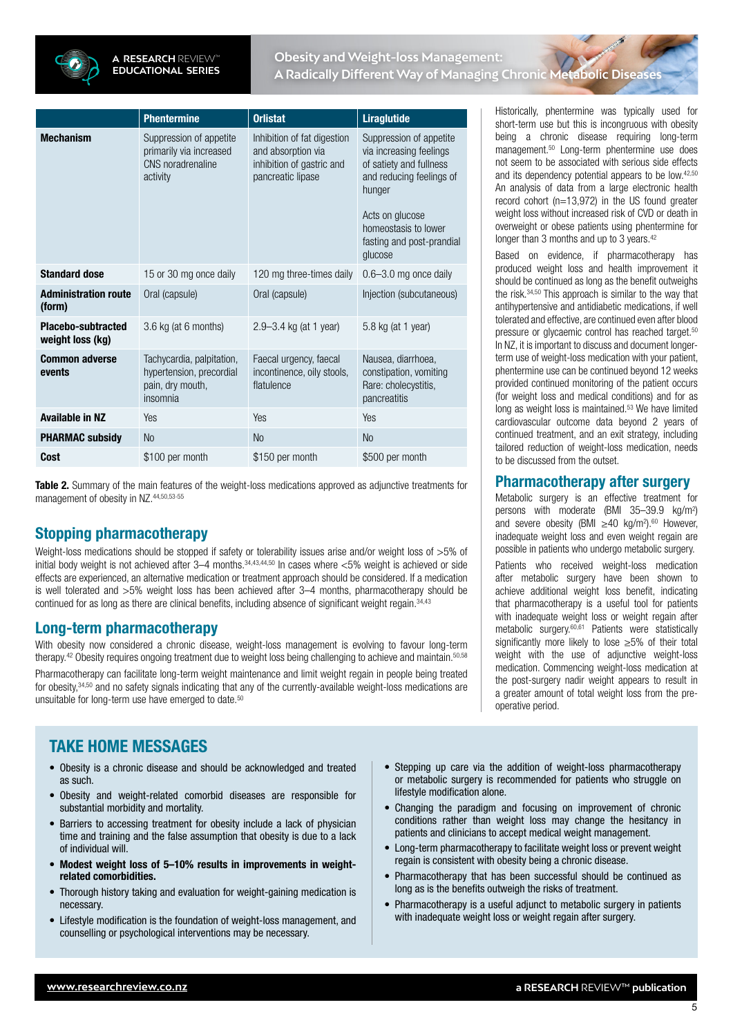| | Phentermine | Orlistat | Liraglutide |
|---|---|---|---|
| **Mechanism** | Suppression of appetite primarily via increased CNS noradrenaline activity | Inhibition of fat digestion and absorption via inhibition of gastric and pancreatic lipase | Suppression of appetite via increasing feelings of satiety and fullness and reducing feelings of hunger<br><br>Acts on glucose homeostasis to lower fasting and post-prandial glucose |
| **Standard dose** | 15 or 30 mg once daily | 120 mg three-times daily | 0.6–3.0 mg once daily |
| **Administration route (form)** | Oral (capsule) | Oral (capsule) | Injection (subcutaneous) |
| **Placebo-subtracted weight loss (kg)** | 3.6 kg (at 6 months) | 2.9–3.4 kg (at 1 year) | 5.8 kg (at 1 year) |
| **Common adverse events** | Tachycardia, palpitation, hypertension, precordial pain, dry mouth, insomnia | Faecal urgency, faecal incontinence, oily stools, flatulence | Nausea, diarrhoea, constipation, vomiting<br>Rare: cholecystitis, pancreatitis |
| **Available in NZ** | Yes | Yes | Yes |
| **PHARMAC subsidy** | No | No | No |
| **Cost** | $100 per month | $150 per month | $500 per month |

**Table 2.** Summary of the main features of the weight-loss medications approved as adjunctive treatments for management of obesity in NZ.[44,50,53-55]

## Stopping pharmacotherapy

Weight-loss medications should be stopped if safety or tolerability issues arise and/or weight loss of >5% of initial body weight is not achieved after 3–4 months.[34,43,44,50] In cases where <5% weight is achieved or side effects are experienced, an alternative medication or treatment approach should be considered. If a medication is well tolerated and >5% weight loss has been achieved after 3–4 months, pharmacotherapy should be continued for as long as there are clinical benefits, including absence of significant weight regain.[34,43]

## Long-term pharmacotherapy

With obesity now considered a chronic disease, weight-loss management is evolving to favour long-term therapy.[42] Obesity requires ongoing treatment due to weight loss being challenging to achieve and maintain.[50,58]

Pharmacotherapy can facilitate long-term weight maintenance and limit weight regain in people being treated for obesity,[34,50] and no safety signals indicating that any of the currently-available weight-loss medications are unsuitable for long-term use have emerged to date.[50]

Historically, phentermine was typically used for short-term use but this is incongruous with obesity being a chronic disease requiring long-term management.[50] Long-term phentermine use does not seem to be associated with serious side effects and its dependency potential appears to be low.[42,50] An analysis of data from a large electronic health record cohort (n=13,972) in the US found greater weight loss without increased risk of CVD or death in overweight or obese patients using phentermine for longer than 3 months and up to 3 years.[42]

Based on evidence, if pharmacotherapy has produced weight loss and health improvement it should be continued as long as the benefit outweighs the risk.[34,50] This approach is similar to the way that antihypertensive and antidiabetic medications, if well tolerated and effective, are continued even after blood pressure or glycaemic control has reached target.[50] In NZ, it is important to discuss and document longer-term use of weight-loss medication with your patient, phentermine use can be continued beyond 12 weeks provided continued monitoring of the patient occurs (for weight loss and medical conditions) and for as long as weight loss is maintained.[53] We have limited cardiovascular outcome data beyond 2 years of continued treatment, and an exit strategy, including tailored reduction of weight-loss medication, needs to be discussed from the outset.

## Pharmacotherapy after surgery

Metabolic surgery is an effective treatment for persons with moderate (BMI 35–39.9 kg/m²) and severe obesity (BMI ≥40 kg/m²).[60] However, inadequate weight loss and even weight regain are possible in patients who undergo metabolic surgery.

Patients who received weight-loss medication after metabolic surgery have been shown to achieve additional weight loss benefit, indicating that pharmacotherapy is a useful tool for patients with inadequate weight loss or weight regain after metabolic surgery.[60,61] Patients were statistically significantly more likely to lose ≥5% of their total weight with the use of adjunctive weight-loss medication. Commencing weight-loss medication at the post-surgery nadir weight appears to result in a greater amount of total weight loss from the pre-operative period.

## TAKE HOME MESSAGES

- Obesity is a chronic disease and should be acknowledged and treated as such.
- Obesity and weight-related comorbid diseases are responsible for substantial morbidity and mortality.
- Barriers to accessing treatment for obesity include a lack of physician time and training and the false assumption that obesity is due to a lack of individual will.
- **Modest weight loss of 5–10% results in improvements in weight-related comorbidities.**
- Thorough history taking and evaluation for weight-gaining medication is necessary.
- Lifestyle modification is the foundation of weight-loss management, and counselling or psychological interventions may be necessary.
- Stepping up care via the addition of weight-loss pharmacotherapy or metabolic surgery is recommended for patients who struggle on lifestyle modification alone.
- Changing the paradigm and focusing on improvement of chronic conditions rather than weight loss may change the hesitancy in patients and clinicians to accept medical weight management.
- Long-term pharmacotherapy to facilitate weight loss or prevent weight regain is consistent with obesity being a chronic disease.
- Pharmacotherapy that has been successful should be continued as long as is the benefits outweigh the risks of treatment.
- Pharmacotherapy is a useful adjunct to metabolic surgery in patients with inadequate weight loss or weight regain after surgery.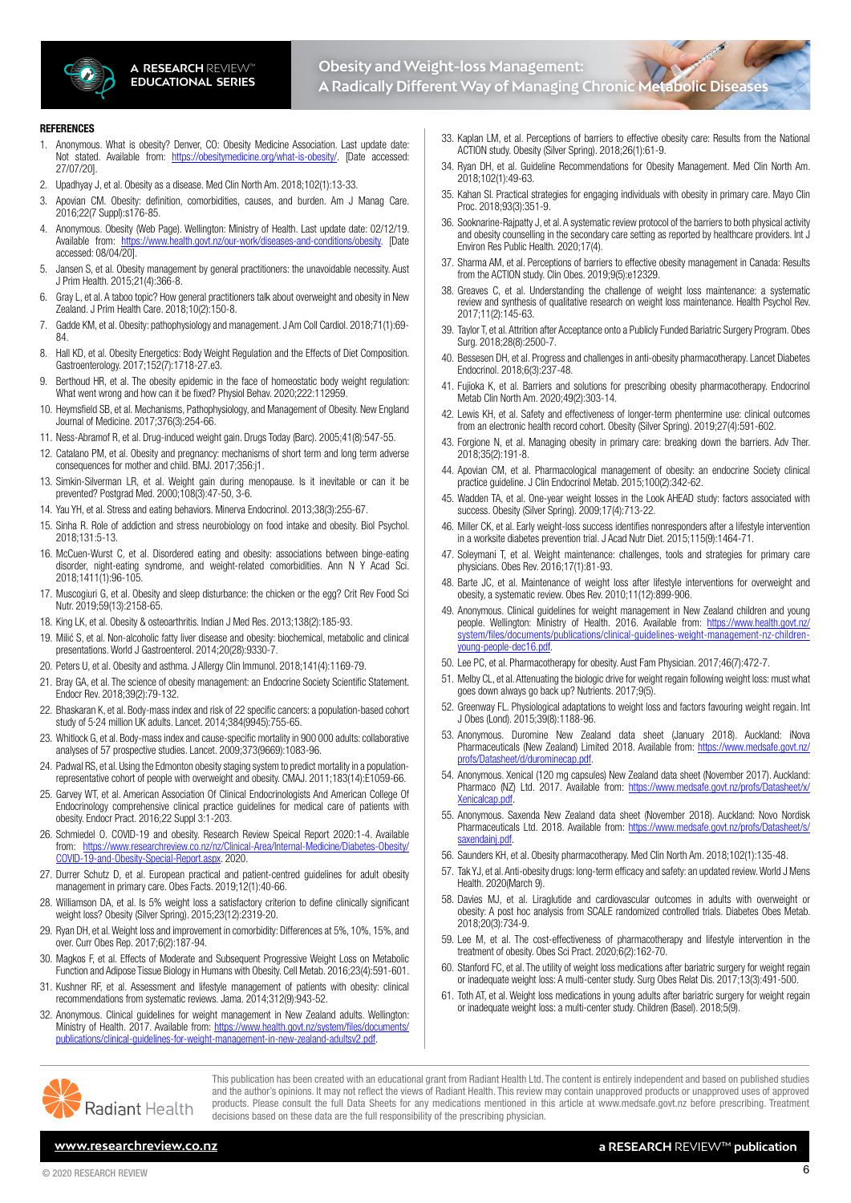## REFERENCES

1. Anonymous. What is obesity? Denver, CO: Obesity Medicine Association. Last update date: Not stated. Available from: https://obesitymedicine.org/what-is-obesity/. [Date accessed: 27/07/20].
2. Upadhyay J, et al. Obesity as a disease. Med Clin North Am. 2018;102(1):13-33.
3. Apovian CM. Obesity: definition, comorbidities, causes, and burden. Am J Manag Care. 2016;22(7 Suppl):s176-85.
4. Anonymous. Obesity (Web Page). Wellington: Ministry of Health. Last update date: 02/12/19. Available from: https://www.health.govt.nz/our-work/diseases-and-conditions/obesity. [Date accessed: 08/04/20].
5. Jansen S, et al. Obesity management by general practitioners: the unavoidable necessity. Aust J Prim Health. 2015;21(4):366-8.
6. Gray L, et al. A taboo topic? How general practitioners talk about overweight and obesity in New Zealand. J Prim Health Care. 2018;10(2):150-8.
7. Gadde KM, et al. Obesity: pathophysiology and management. J Am Coll Cardiol. 2018;71(1):69-84.
8. Hall KD, et al. Obesity Energetics: Body Weight Regulation and the Effects of Diet Composition. Gastroenterology. 2017;152(7):1718-27.e3.
9. Berthoud HR, et al. The obesity epidemic in the face of homeostatic body weight regulation: What went wrong and how can it be fixed? Physiol Behav. 2020;222:112959.
10. Heymsfield SB, et al. Mechanisms, Pathophysiology, and Management of Obesity. New England Journal of Medicine. 2017;376(3):254-66.
11. Ness-Abramof R, et al. Drug-induced weight gain. Drugs Today (Barc). 2005;41(8):547-55.
12. Catalano PM, et al. Obesity and pregnancy: mechanisms of short term and long term adverse consequences for mother and child. BMJ. 2017;356:j1.
13. Simkin-Silverman LR, et al. Weight gain during menopause. Is it inevitable or can it be prevented? Postgrad Med. 2000;108(3):47-50, 3-6.
14. Yau YH, et al. Stress and eating behaviors. Minerva Endocrinol. 2013;38(3):255-67.
15. Sinha R. Role of addiction and stress neurobiology on food intake and obesity. Biol Psychol. 2018;131:5-13.
16. McCuen-Wurst C, et al. Disordered eating and obesity: associations between binge-eating disorder, night-eating syndrome, and weight-related comorbidities. Ann N Y Acad Sci. 2018;1411(1):96-105.
17. Muscogiuri G, et al. Obesity and sleep disturbance: the chicken or the egg? Crit Rev Food Sci Nutr. 2019;59(13):2158-65.
18. King LK, et al. Obesity & osteoarthritis. Indian J Med Res. 2013;138(2):185-93.
19. Milić S, et al. Non-alcoholic fatty liver disease and obesity: biochemical, metabolic and clinical presentations. World J Gastroenterol. 2014;20(28):9330-7.
20. Peters U, et al. Obesity and asthma. J Allergy Clin Immunol. 2018;141(4):1169-79.
21. Bray GA, et al. The science of obesity management: an Endocrine Society Scientific Statement. Endocr Rev. 2018;39(2):79-132.
22. Bhaskaran K, et al. Body-mass index and risk of 22 specific cancers: a population-based cohort study of 5·24 million UK adults. Lancet. 2014;384(9945):755-65.
23. Whitlock G, et al. Body-mass index and cause-specific mortality in 900 000 adults: collaborative analyses of 57 prospective studies. Lancet. 2009;373(9669):1083-96.
24. Padwal RS, et al. Using the Edmonton obesity staging system to predict mortality in a population-representative cohort of people with overweight and obesity. CMAJ. 2011;183(14):E1059-66.
25. Garvey WT, et al. American Association Of Clinical Endocrinologists And American College Of Endocrinology comprehensive clinical practice guidelines for medical care of patients with obesity. Endocr Pract. 2016;22 Suppl 3:1-203.
26. Schmiedel O. COVID-19 and obesity. Research Review Speical Report 2020:1-4. Available from: https://www.researchreview.co.nz/Clinical-Area/Internal-Medicine/Diabetes-Obesity/COVID-19-and-Obesity-Special-Report.aspx. 2020.
27. Durrer Schutz D, et al. European practical and patient-centred guidelines for adult obesity management in primary care. Obes Facts. 2019;12(1):40-66.
28. Williamson DA, et al. Is 5% weight loss a satisfactory criterion to define clinically significant weight loss? Obesity (Silver Spring). 2015;23(12):2319-20.
29. Ryan DH, et al. Weight loss and improvement in comorbidity: Differences at 5%, 10%, 15%, and over. Curr Obes Rep. 2017;6(2):187-94.
30. Magkos F, et al. Effects of Moderate and Subsequent Progressive Weight Loss on Metabolic Function and Adipose Tissue Biology in Humans with Obesity. Cell Metab. 2016;23(4):591-601.
31. Kushner RF, et al. Assessment and lifestyle management of patients with obesity: clinical recommendations from systematic reviews. Jama. 2014;312(9):943-52.
32. Anonymous. Clinical guidelines for weight management in New Zealand adults. Wellington: Ministry of Health. 2017. Available from: https://www.health.govt.nz/system/files/documents/publications/clinical-guidelines-for-weight-management-in-new-zealand-adultsv2.pdf.
33. Kaplan LM, et al. Perceptions of barriers to effective obesity care: Results from the National ACTION study. Obesity (Silver Spring). 2018;26(1):61-9.
34. Ryan DH, et al. Guideline Recommendations for Obesity Management. Med Clin North Am. 2018;102(1):49-63.
35. Kahan SI. Practical strategies for engaging individuals with obesity in primary care. Mayo Clin Proc. 2018;93(3):351-9.
36. Sooknarine-Rajpatty J, et al. A systematic review protocol of the barriers to both physical activity and obesity counselling in the secondary care setting as reported by healthcare providers. Int J Environ Res Public Health. 2020;17(4).
37. Sharma AM, et al. Perceptions of barriers to effective obesity management in Canada: Results from the ACTION study. Clin Obes. 2019;9(5):e12329.
38. Greaves C, et al. Understanding the challenge of weight loss maintenance: a systematic review and synthesis of qualitative research on weight loss maintenance. Health Psychol Rev. 2017;11(2):145-63.
39. Taylor T, et al. Attrition after Acceptance onto a Publicly Funded Bariatric Surgery Program. Obes Surg. 2018;28(8):2500-7.
40. Bessesen DH, et al. Progress and challenges in anti-obesity pharmacotherapy. Lancet Diabetes Endocrinol. 2018;6(3):237-48.
41. Fujioka K, et al. Barriers and solutions for prescribing obesity pharmacotherapy. Endocrinol Metab Clin North Am. 2020;49(2):303-14.
42. Lewis KH, et al. Safety and effectiveness of longer-term phentermine use: clinical outcomes from an electronic health record cohort. Obesity (Silver Spring). 2019;27(4):591-602.
43. Forgione N, et al. Managing obesity in primary care: breaking down the barriers. Adv Ther. 2018;35(2):191-8.
44. Apovian CM, et al. Pharmacological management of obesity: an endocrine Society clinical practice guideline. J Clin Endocrinol Metab. 2015;100(2):342-62.
45. Wadden TA, et al. One-year weight losses in the Look AHEAD study: factors associated with success. Obesity (Silver Spring). 2009;17(4):713-22.
46. Miller CK, et al. Early weight-loss success identifies nonresponders after a lifestyle intervention in a worksite diabetes prevention trial. J Acad Nutr Diet. 2015;115(9):1464-71.
47. Soleymani T, et al. Weight maintenance: challenges, tools and strategies for primary care physicians. Obes Rev. 2016;17(1):81-93.
48. Barte JC, et al. Maintenance of weight loss after lifestyle interventions for overweight and obesity, a systematic review. Obes Rev. 2010;11(12):899-906.
49. Anonymous. Clinical guidelines for weight management in New Zealand children and young people. Wellington: Ministry of Health. 2016. Available from: https://www.health.govt.nz/system/files/documents/publications/clinical-guidelines-weight-management-nz-children-young-people-dec16.pdf.
50. Lee PC, et al. Pharmacotherapy for obesity. Aust Fam Physician. 2017;46(7):472-7.
51. Melby CL, et al. Attenuating the biologic drive for weight regain following weight loss: must what goes down always go back up? Nutrients. 2017;9(5).
52. Greenway FL. Physiological adaptations to weight loss and factors favouring weight regain. Int J Obes (Lond). 2015;39(8):1188-96.
53. Anonymous. Duromine New Zealand data sheet (January 2018). Auckland: iNova Pharmaceuticals (New Zealand) Limited 2018. Available from: https://www.medsafe.govt.nz/profs/Datasheet/d/duromineecap.pdf.
54. Anonymous. Xenical (120 mg capsules) New Zealand data sheet (November 2017). Auckland: Pharmaco (NZ) Ltd. 2017. Available from: https://www.medsafe.govt.nz/profs/Datasheet/x/Xenicalcap.pdf.
55. Anonymous. Saxenda New Zealand data sheet (November 2018). Auckland: Novo Nordisk Pharmaceuticals Ltd. 2018. Available from: https://www.medsafe.govt.nz/profs/Datasheet/s/saxendainj.pdf.
56. Saunders KH, et al. Obesity pharmacotherapy. Med Clin North Am. 2018;102(1):135-48.
57. Tak YJ, et al. Anti-obesity drugs: long-term efficacy and safety: an updated review. World J Mens Health. 2020(March 9).
58. Davies MJ, et al. Liraglutide and cardiovascular outcomes in adults with overweight or obesity: A post hoc analysis from SCALE randomized controlled trials. Diabetes Obes Metab. 2018;20(3):734-9.
59. Lee M, et al. The cost-effectiveness of pharmacotherapy and lifestyle intervention in the treatment of obesity. Obes Sci Pract. 2020;6(2):162-70.
60. Stanford FC, et al. The utility of weight loss medications after bariatric surgery for weight regain or inadequate weight loss: A multi-center study. Surg Obes Relat Dis. 2017;13(3):491-500.
61. Toth AT, et al. Weight loss medications in young adults after bariatric surgery for weight regain or inadequate weight loss: a multi-center study. Children (Basel). 2018;5(9).

Radiant Health

This publication has been created with an educational grant from Radiant Health Ltd. The content is entirely independent and based on published studies and the author's opinions. It may not reflect the views of Radiant Health. This review may contain unapproved products or unapproved uses of approved products. Please consult the full Data Sheets for any medications mentioned in this article at www.medsafe.govt.nz before prescribing. Treatment decisions based on these data are the full responsibility of the prescribing physician.

www.researchreview.co.nz

a RESEARCH REVIEW™ publication

© 2020 RESEARCH REVIEW